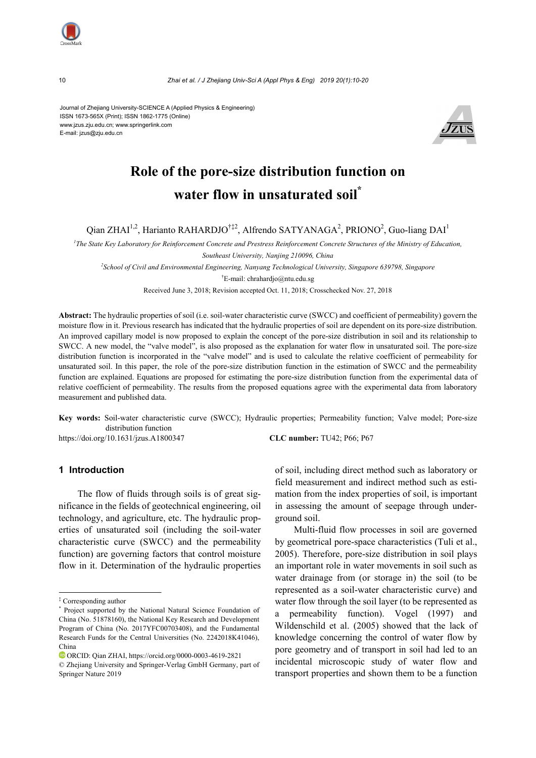Journal of Zhejiang University-SCIENCE A (Applied Physics & Engineering)
ISSN 1673-565X (Print); ISSN 1862-1775 (Online)
www.jzus.zju.edu.cn; www.springerlink.com
E-mail: jzus@zju.edu.cn

# Role of the pore-size distribution function on water flow in unsaturated soil*

Qian ZHAI[1,2], Harianto RAHARDJO[†‡2], Alfrendo SATYANAGA[2], PRIONO[2], Guo-liang DAI[1]

[1]The State Key Laboratory for Reinforcement Concrete and Prestress Reinforcement Concrete Structures of the Ministry of Education, Southeast University, Nanjing 210096, China

[2]School of Civil and Environmental Engineering, Nanyang Technological University, Singapore 639798, Singapore

†E-mail: chrahardjo@ntu.edu.sg

Received June 3, 2018; Revision accepted Oct. 11, 2018; Crosschecked Nov. 27, 2018

**Abstract:** The hydraulic properties of soil (i.e. soil-water characteristic curve (SWCC) and coefficient of permeability) govern the moisture flow in it. Previous research has indicated that the hydraulic properties of soil are dependent on its pore-size distribution. An improved capillary model is now proposed to explain the concept of the pore-size distribution in soil and its relationship to SWCC. A new model, the "valve model", is also proposed as the explanation for water flow in unsaturated soil. The pore-size distribution function is incorporated in the "valve model" and is used to calculate the relative coefficient of permeability for unsaturated soil. In this paper, the role of the pore-size distribution function in the estimation of SWCC and the permeability function are explained. Equations are proposed for estimating the pore-size distribution function from the experimental data of relative coefficient of permeability. The results from the proposed equations agree with the experimental data from laboratory measurement and published data.

**Key words:** Soil-water characteristic curve (SWCC); Hydraulic properties; Permeability function; Valve model; Pore-size distribution function

https://doi.org/10.1631/jzus.A1800347

**CLC number:** TU42; P66; P67

## 1 Introduction

The flow of fluids through soils is of great significance in the fields of geotechnical engineering, oil technology, and agriculture, etc. The hydraulic properties of unsaturated soil (including the soil-water characteristic curve (SWCC) and the permeability function) are governing factors that control moisture flow in it. Determination of the hydraulic properties of soil, including direct method such as laboratory or field measurement and indirect method such as estimation from the index properties of soil, is important in assessing the amount of seepage through underground soil.

Multi-fluid flow processes in soil are governed by geometrical pore-space characteristics (Tuli et al., 2005). Therefore, pore-size distribution in soil plays an important role in water movements in soil such as water drainage from (or storage in) the soil (to be represented as a soil-water characteristic curve) and water flow through the soil layer (to be represented as a permeability function). Vogel (1997) and Wildenschild et al. (2005) showed that the lack of knowledge concerning the control of water flow by pore geometry and of transport in soil had led to an incidental microscopic study of water flow and transport properties and shown them to be a function

---

‡ Corresponding author

\* Project supported by the National Natural Science Foundation of China (No. 51878160), the National Key Research and Development Program of China (No. 2017YFC00703408), and the Fundamental Research Funds for the Central Universities (No. 2242018K41046), China

ORCID: Qian ZHAI, https://orcid.org/0000-0003-4619-2821

© Zhejiang University and Springer-Verlag GmbH Germany, part of Springer Nature 2019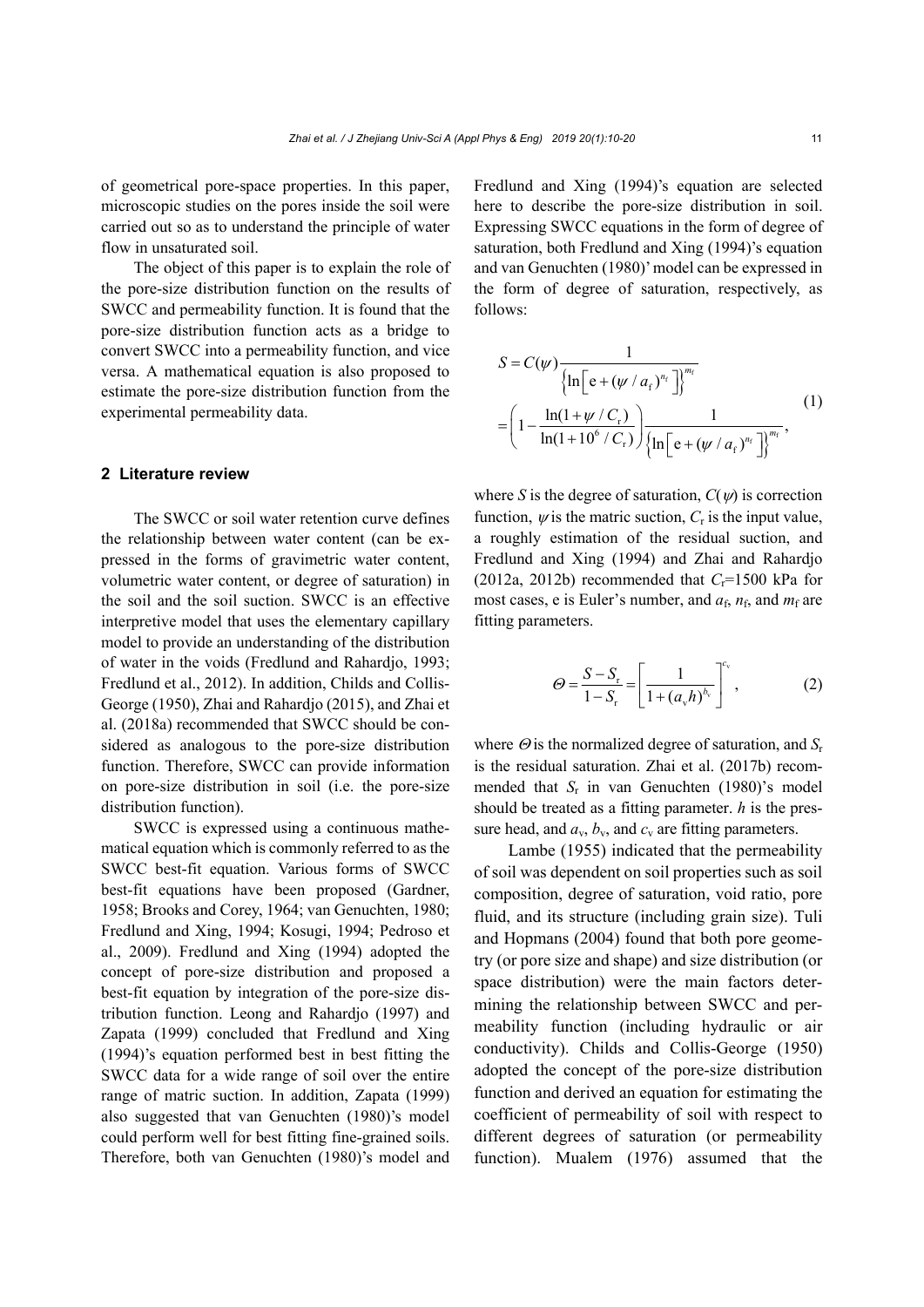of geometrical pore-space properties. In this paper, microscopic studies on the pores inside the soil were carried out so as to understand the principle of water flow in unsaturated soil.

The object of this paper is to explain the role of the pore-size distribution function on the results of SWCC and permeability function. It is found that the pore-size distribution function acts as a bridge to convert SWCC into a permeability function, and vice versa. A mathematical equation is also proposed to estimate the pore-size distribution function from the experimental permeability data.

## 2 Literature review

The SWCC or soil water retention curve defines the relationship between water content (can be expressed in the forms of gravimetric water content, volumetric water content, or degree of saturation) in the soil and the soil suction. SWCC is an effective interpretive model that uses the elementary capillary model to provide an understanding of the distribution of water in the voids (Fredlund and Rahardjo, 1993; Fredlund et al., 2012). In addition, Childs and Collis-George (1950), Zhai and Rahardjo (2015), and Zhai et al. (2018a) recommended that SWCC should be considered as analogous to the pore-size distribution function. Therefore, SWCC can provide information on pore-size distribution in soil (i.e. the pore-size distribution function).

SWCC is expressed using a continuous mathematical equation which is commonly referred to as the SWCC best-fit equation. Various forms of SWCC best-fit equations have been proposed (Gardner, 1958; Brooks and Corey, 1964; van Genuchten, 1980; Fredlund and Xing, 1994; Kosugi, 1994; Pedroso et al., 2009). Fredlund and Xing (1994) adopted the concept of pore-size distribution and proposed a best-fit equation by integration of the pore-size distribution function. Leong and Rahardjo (1997) and Zapata (1999) concluded that Fredlund and Xing (1994)'s equation performed best in best fitting the SWCC data for a wide range of soil over the entire range of matric suction. In addition, Zapata (1999) also suggested that van Genuchten (1980)'s model could perform well for best fitting fine-grained soils. Therefore, both van Genuchten (1980)'s model and Fredlund and Xing (1994)'s equation are selected here to describe the pore-size distribution in soil. Expressing SWCC equations in the form of degree of saturation, both Fredlund and Xing (1994)'s equation and van Genuchten (1980)' model can be expressed in the form of degree of saturation, respectively, as follows:

$$S = C(\psi)\frac{1}{\left\{\ln\left[\mathrm{e} + (\psi / a_{\mathrm{f}})^{n_{\mathrm{f}}}\right]\right\}^{m_{\mathrm{f}}}} = \left(1 - \frac{\ln(1+\psi / C_{\mathrm{r}})}{\ln(1+10^6 / C_{\mathrm{r}})}\right)\frac{1}{\left\{\ln\left[\mathrm{e} + (\psi / a_{\mathrm{f}})^{n_{\mathrm{f}}}\right]\right\}^{m_{\mathrm{f}}}}, \tag{1}$$

where $S$ is the degree of saturation, $C(\psi)$ is correction function, $\psi$ is the matric suction, $C_{\mathrm{r}}$ is the input value, a roughly estimation of the residual suction, and Fredlund and Xing (1994) and Zhai and Rahardjo (2012a, 2012b) recommended that $C_{\mathrm{r}}$=1500 kPa for most cases, e is Euler's number, and $a_{\mathrm{f}}$, $n_{\mathrm{f}}$, and $m_{\mathrm{f}}$ are fitting parameters.

$$\Theta = \frac{S - S_{\mathrm{r}}}{1 - S_{\mathrm{r}}} = \left[\frac{1}{1 + (a_{\mathrm{v}} h)^{b_{\mathrm{v}}}}\right]^{c_{\mathrm{v}}}, \tag{2}$$

where $\Theta$ is the normalized degree of saturation, and $S_{\mathrm{r}}$ is the residual saturation. Zhai et al. (2017b) recommended that $S_{\mathrm{r}}$ in van Genuchten (1980)'s model should be treated as a fitting parameter. $h$ is the pressure head, and $a_{\mathrm{v}}$, $b_{\mathrm{v}}$, and $c_{\mathrm{v}}$ are fitting parameters.

Lambe (1955) indicated that the permeability of soil was dependent on soil properties such as soil composition, degree of saturation, void ratio, pore fluid, and its structure (including grain size). Tuli and Hopmans (2004) found that both pore geometry (or pore size and shape) and size distribution (or space distribution) were the main factors determining the relationship between SWCC and permeability function (including hydraulic or air conductivity). Childs and Collis-George (1950) adopted the concept of the pore-size distribution function and derived an equation for estimating the coefficient of permeability of soil with respect to different degrees of saturation (or permeability function). Mualem (1976) assumed that the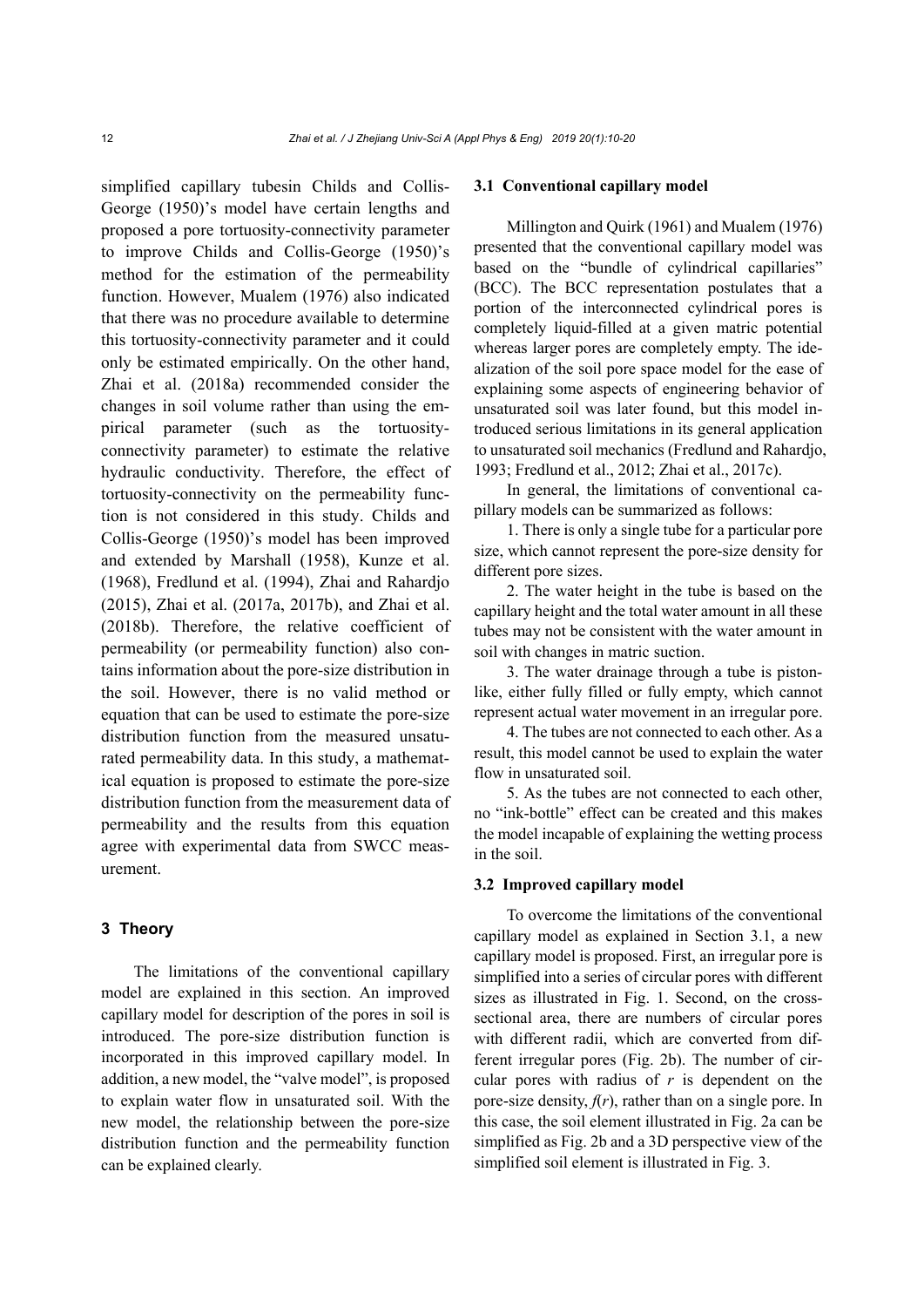simplified capillary tubesin Childs and Collis-George (1950)'s model have certain lengths and proposed a pore tortuosity-connectivity parameter to improve Childs and Collis-George (1950)'s method for the estimation of the permeability function. However, Mualem (1976) also indicated that there was no procedure available to determine this tortuosity-connectivity parameter and it could only be estimated empirically. On the other hand, Zhai et al. (2018a) recommended consider the changes in soil volume rather than using the empirical parameter (such as the tortuosity-connectivity parameter) to estimate the relative hydraulic conductivity. Therefore, the effect of tortuosity-connectivity on the permeability function is not considered in this study. Childs and Collis-George (1950)'s model has been improved and extended by Marshall (1958), Kunze et al. (1968), Fredlund et al. (1994), Zhai and Rahardjo (2015), Zhai et al. (2017a, 2017b), and Zhai et al. (2018b). Therefore, the relative coefficient of permeability (or permeability function) also contains information about the pore-size distribution in the soil. However, there is no valid method or equation that can be used to estimate the pore-size distribution function from the measured unsaturated permeability data. In this study, a mathematical equation is proposed to estimate the pore-size distribution function from the measurement data of permeability and the results from this equation agree with experimental data from SWCC measurement.

## 3 Theory

The limitations of the conventional capillary model are explained in this section. An improved capillary model for description of the pores in soil is introduced. The pore-size distribution function is incorporated in this improved capillary model. In addition, a new model, the "valve model", is proposed to explain water flow in unsaturated soil. With the new model, the relationship between the pore-size distribution function and the permeability function can be explained clearly.

### 3.1 Conventional capillary model

Millington and Quirk (1961) and Mualem (1976) presented that the conventional capillary model was based on the "bundle of cylindrical capillaries" (BCC). The BCC representation postulates that a portion of the interconnected cylindrical pores is completely liquid-filled at a given matric potential whereas larger pores are completely empty. The idealization of the soil pore space model for the ease of explaining some aspects of engineering behavior of unsaturated soil was later found, but this model introduced serious limitations in its general application to unsaturated soil mechanics (Fredlund and Rahardjo, 1993; Fredlund et al., 2012; Zhai et al., 2017c).

In general, the limitations of conventional capillary models can be summarized as follows:

1. There is only a single tube for a particular pore size, which cannot represent the pore-size density for different pore sizes.

2. The water height in the tube is based on the capillary height and the total water amount in all these tubes may not be consistent with the water amount in soil with changes in matric suction.

3. The water drainage through a tube is piston-like, either fully filled or fully empty, which cannot represent actual water movement in an irregular pore.

4. The tubes are not connected to each other. As a result, this model cannot be used to explain the water flow in unsaturated soil.

5. As the tubes are not connected to each other, no "ink-bottle" effect can be created and this makes the model incapable of explaining the wetting process in the soil.

### 3.2 Improved capillary model

To overcome the limitations of the conventional capillary model as explained in Section 3.1, a new capillary model is proposed. First, an irregular pore is simplified into a series of circular pores with different sizes as illustrated in Fig. 1. Second, on the cross-sectional area, there are numbers of circular pores with different radii, which are converted from different irregular pores (Fig. 2b). The number of circular pores with radius of $r$ is dependent on the pore-size density, $f(r)$, rather than on a single pore. In this case, the soil element illustrated in Fig. 2a can be simplified as Fig. 2b and a 3D perspective view of the simplified soil element is illustrated in Fig. 3.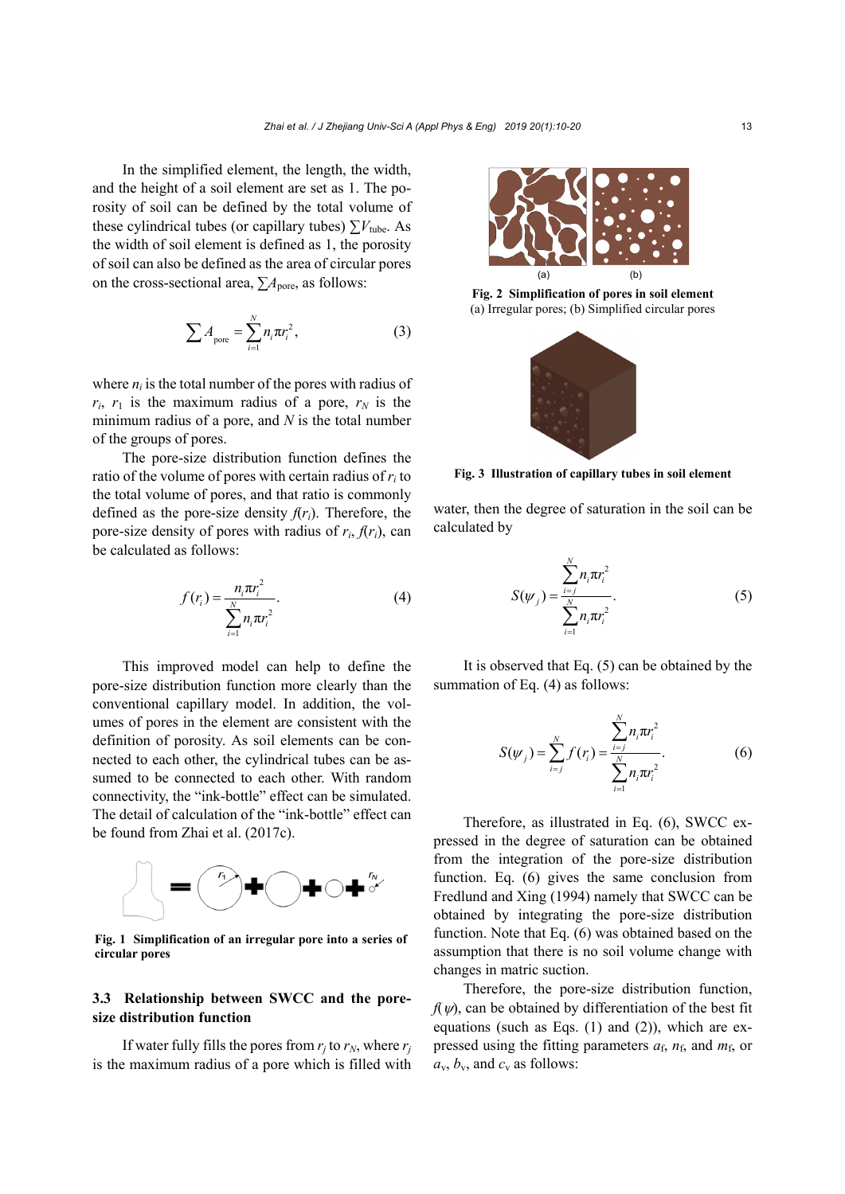In the simplified element, the length, the width, and the height of a soil element are set as 1. The porosity of soil can be defined by the total volume of these cylindrical tubes (or capillary tubes) $\sum V_{\text{tube}}$. As the width of soil element is defined as 1, the porosity of soil can also be defined as the area of circular pores on the cross-sectional area, $\sum A_{\text{pore}}$, as follows:

$$\sum A_{\text{pore}} = \sum_{i=1}^{N} n_i \pi r_i^2, \tag{3}$$

where $n_i$ is the total number of the pores with radius of $r_i$, $r_1$ is the maximum radius of a pore, $r_N$ is the minimum radius of a pore, and $N$ is the total number of the groups of pores.

The pore-size distribution function defines the ratio of the volume of pores with certain radius of $r_i$ to the total volume of pores, and that ratio is commonly defined as the pore-size density $f(r_i)$. Therefore, the pore-size density of pores with radius of $r_i$, $f(r_i)$, can be calculated as follows:

$$f(r_i) = \frac{n_i \pi r_i^2}{\sum_{i=1}^{N} n_i \pi r_i^2}. \tag{4}$$

This improved model can help to define the pore-size distribution function more clearly than the conventional capillary model. In addition, the volumes of pores in the element are consistent with the definition of porosity. As soil elements can be connected to each other, the cylindrical tubes can be assumed to be connected to each other. With random connectivity, the "ink-bottle" effect can be simulated. The detail of calculation of the "ink-bottle" effect can be found from Zhai et al. (2017c).

**Fig. 1 Simplification of an irregular pore into a series of circular pores**

**Fig. 2 Simplification of pores in soil element**
(a) Irregular pores; (b) Simplified circular pores

**Fig. 3 Illustration of capillary tubes in soil element**

### 3.3 Relationship between SWCC and the pore-size distribution function

If water fully fills the pores from $r_j$ to $r_N$, where $r_j$ is the maximum radius of a pore which is filled with water, then the degree of saturation in the soil can be calculated by

$$S(\psi_j) = \frac{\sum_{i=j}^{N} n_i \pi r_i^2}{\sum_{i=1}^{N} n_i \pi r_i^2}. \tag{5}$$

It is observed that Eq. (5) can be obtained by the summation of Eq. (4) as follows:

$$S(\psi_j) = \sum_{i=j}^{N} f(r_i) = \frac{\sum_{i=j}^{N} n_i \pi r_i^2}{\sum_{i=1}^{N} n_i \pi r_i^2}. \tag{6}$$

Therefore, as illustrated in Eq. (6), SWCC expressed in the degree of saturation can be obtained from the integration of the pore-size distribution function. Eq. (6) gives the same conclusion from Fredlund and Xing (1994) namely that SWCC can be obtained by integrating the pore-size distribution function. Note that Eq. (6) was obtained based on the assumption that there is no soil volume change with changes in matric suction.

Therefore, the pore-size distribution function, $f(\psi)$, can be obtained by differentiation of the best fit equations (such as Eqs. (1) and (2)), which are expressed using the fitting parameters $a_{\text{f}}$, $n_{\text{f}}$, and $m_{\text{f}}$, or $a_{\text{v}}$, $b_{\text{v}}$, and $c_{\text{v}}$ as follows: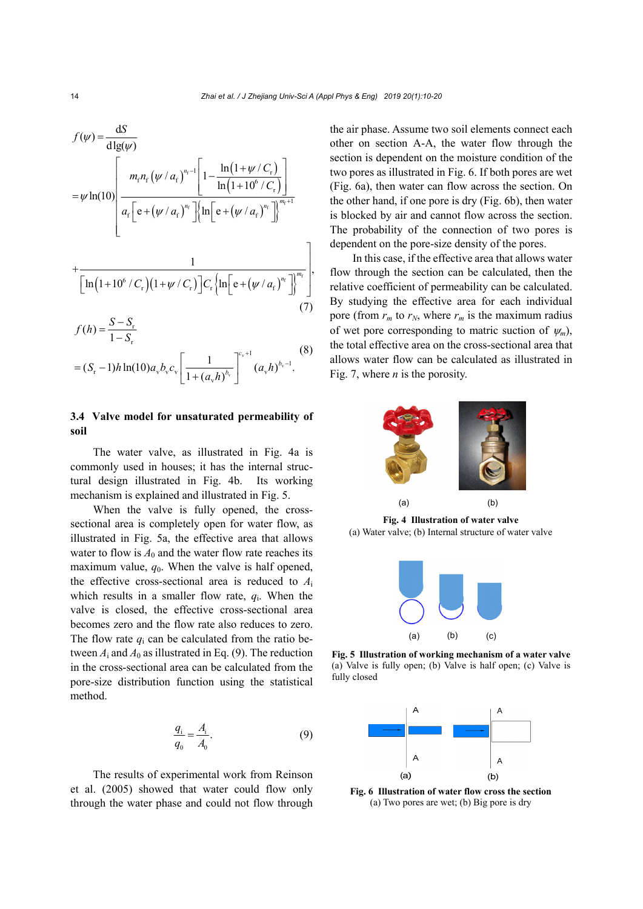$$f(\psi)=\frac{\mathrm{d}S}{\mathrm{d}\lg(\psi)}$$

$$=\psi\ln(10)\left[\frac{m_\mathrm{f}n_\mathrm{f}\left(\psi/a_\mathrm{f}\right)^{n_\mathrm{f}-1}\left[1-\dfrac{\ln\left(1+\psi/C_\mathrm{r}\right)}{\ln\left(1+10^6/C_\mathrm{r}\right)}\right]}{a_\mathrm{f}\left[\mathrm{e}+\left(\psi/a_\mathrm{f}\right)^{n_\mathrm{f}}\right]\left\{\ln\left[\mathrm{e}+\left(\psi/a_\mathrm{f}\right)^{n_\mathrm{f}}\right]\right\}^{m_\mathrm{f}+1}}\right.$$

$$\left.+\frac{1}{\left[\ln\left(1+10^6/C_\mathrm{r}\right)\left(1+\psi/C_\mathrm{r}\right)\right]C_\mathrm{r}\left\{\ln\left[\mathrm{e}+\left(\psi/a_\mathrm{f}\right)^{n_\mathrm{f}}\right]\right\}^{m_\mathrm{f}}}\right], \quad (7)$$

$$f(h)=\frac{S-S_\mathrm{r}}{1-S_\mathrm{r}} \quad (8)$$

$$=(S_\mathrm{r}-1)h\ln(10)a_\mathrm{v}b_\mathrm{v}c_\mathrm{v}\left[\frac{1}{1+(a_\mathrm{v}h)^{b_\mathrm{v}}}\right]^{c_\mathrm{v}+1}(a_\mathrm{v}h)^{b_\mathrm{v}-1}.$$

### 3.4 Valve model for unsaturated permeability of soil

The water valve, as illustrated in Fig. 4a is commonly used in houses; it has the internal structural design illustrated in Fig. 4b. Its working mechanism is explained and illustrated in Fig. 5.

When the valve is fully opened, the cross-sectional area is completely open for water flow, as illustrated in Fig. 5a, the effective area that allows water to flow is $A_0$ and the water flow rate reaches its maximum value, $q_0$. When the valve is half opened, the effective cross-sectional area is reduced to $A_\mathrm{i}$ which results in a smaller flow rate, $q_\mathrm{i}$. When the valve is closed, the effective cross-sectional area becomes zero and the flow rate also reduces to zero. The flow rate $q_\mathrm{i}$ can be calculated from the ratio between $A_\mathrm{i}$ and $A_0$ as illustrated in Eq. (9). The reduction in the cross-sectional area can be calculated from the pore-size distribution function using the statistical method.

$$\frac{q_\mathrm{i}}{q_0}=\frac{A_\mathrm{i}}{A_0}. \quad (9)$$

The results of experimental work from Reinson et al. (2005) showed that water could flow only through the water phase and could not flow through the air phase. Assume two soil elements connect each other on section A-A, the water flow through the section is dependent on the moisture condition of the two pores as illustrated in Fig. 6. If both pores are wet (Fig. 6a), then water can flow across the section. On the other hand, if one pore is dry (Fig. 6b), then water is blocked by air and cannot flow across the section. The probability of the connection of two pores is dependent on the pore-size density of the pores.

In this case, if the effective area that allows water flow through the section can be calculated, then the relative coefficient of permeability can be calculated. By studying the effective area for each individual pore (from $r_m$ to $r_N$, where $r_m$ is the maximum radius of wet pore corresponding to matric suction of $\psi_m$), the total effective area on the cross-sectional area that allows water flow can be calculated as illustrated in Fig. 7, where $n$ is the porosity.

**Fig. 4 Illustration of water valve**
(a) Water valve; (b) Internal structure of water valve

**Fig. 5 Illustration of working mechanism of a water valve**
(a) Valve is fully open; (b) Valve is half open; (c) Valve is fully closed

**Fig. 6 Illustration of water flow cross the section**
(a) Two pores are wet; (b) Big pore is dry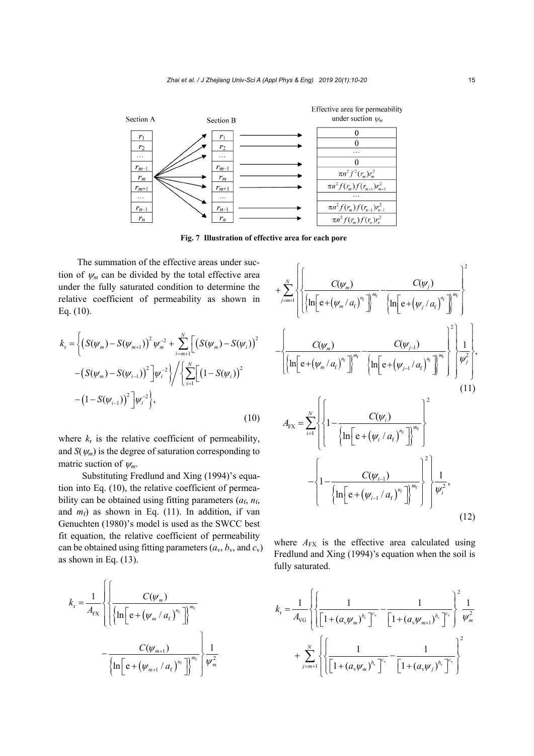Fig. 7 Illustration of effective area for each pore

The summation of the effective areas under suction of $\psi_m$ can be divided by the total effective area under the fully saturated condition to determine the relative coefficient of permeability as shown in Eq. (10).

$$
k_{\mathrm{r}}=\left\{\left(S(\psi_m)-S(\psi_{m+1})\right)^2\psi_m^{-2}+\sum_{i=m+1}^{N}\left[\left(S(\psi_m)-S(\psi_i)\right)^2-\left(S(\psi_m)-S(\psi_{i-1})\right)^2\right]\psi_i^{-2}\right\}\Bigg/\left\{\sum_{i=1}^{N}\left[\left(1-S(\psi_i)\right)^2-\left(1-S(\psi_{i-1})\right)^2\right]\psi_i^{-2}\right\},\tag{10}
$$

where $k_{\mathrm{r}}$ is the relative coefficient of permeability, and $S(\psi_m)$ is the degree of saturation corresponding to matric suction of $\psi_m$.

Substituting Fredlund and Xing (1994)'s equation into Eq. (10), the relative coefficient of permeability can be obtained using fitting parameters ($a_{\mathrm{f}}$, $n_{\mathrm{f}}$, and $m_{\mathrm{f}}$) as shown in Eq. (11). In addition, if van Genuchten (1980)'s model is used as the SWCC best fit equation, the relative coefficient of permeability can be obtained using fitting parameters ($a_{\mathrm{v}}$, $b_{\mathrm{v}}$, and $c_{\mathrm{v}}$) as shown in Eq. (13).

$$
\begin{aligned}
k_{\mathrm{r}}=\frac{1}{A_{\mathrm{FX}}}&\left\{\left\{\frac{C(\psi_m)}{\left\{\ln\left[\mathrm{e}+\left(\psi_m/a_{\mathrm{f}}\right)^{n_{\mathrm{f}}}\right]\right\}^{m_{\mathrm{f}}}}-\frac{C(\psi_{m+1})}{\left\{\ln\left[\mathrm{e}+\left(\psi_{m+1}/a_{\mathrm{f}}\right)^{n_{\mathrm{f}}}\right]\right\}^{m_{\mathrm{f}}}}\right\}^2\frac{1}{\psi_m^2}\right.\\
&+\sum_{j=m+1}^{N}\left\{\left\{\frac{C(\psi_m)}{\left\{\ln\left[\mathrm{e}+\left(\psi_m/a_{\mathrm{f}}\right)^{n_{\mathrm{f}}}\right]\right\}^{m_{\mathrm{f}}}}-\frac{C(\psi_j)}{\left\{\ln\left[\mathrm{e}+\left(\psi_j/a_{\mathrm{f}}\right)^{n_{\mathrm{f}}}\right]\right\}^{m_{\mathrm{f}}}}\right\}^2\right.\\
&\left.\left.-\left\{\frac{C(\psi_m)}{\left\{\ln\left[\mathrm{e}+\left(\psi_m/a_{\mathrm{f}}\right)^{n_{\mathrm{f}}}\right]\right\}^{m_{\mathrm{f}}}}-\frac{C(\psi_{j-1})}{\left\{\ln\left[\mathrm{e}+\left(\psi_{j-1}/a_{\mathrm{f}}\right)^{n_{\mathrm{f}}}\right]\right\}^{m_{\mathrm{f}}}}\right\}^2\frac{1}{\psi_j^2}\right\},
\end{aligned}\tag{11}
$$

$$
A_{\mathrm{FX}}=\sum_{i=1}^{N}\left\{\left\{1-\frac{C(\psi_i)}{\left\{\ln\left[\mathrm{e}+\left(\psi_i/a_{\mathrm{f}}\right)^{n_{\mathrm{f}}}\right]\right\}^{m_{\mathrm{f}}}}\right\}^2-\left\{1-\frac{C(\psi_{i-1})}{\left\{\ln\left[\mathrm{e}+\left(\psi_{i-1}/a_{\mathrm{f}}\right)^{n_{\mathrm{f}}}\right]\right\}^{m_{\mathrm{f}}}}\right\}^2\right\}\frac{1}{\psi_i^2},\tag{12}
$$

where $A_{\mathrm{FX}}$ is the effective area calculated using Fredlund and Xing (1994)'s equation when the soil is fully saturated.

$$
\begin{aligned}
k_{\mathrm{r}}=\frac{1}{A_{\mathrm{VG}}}&\left\{\left\{\frac{1}{\left[1+(a_{\mathrm{v}}\psi_m)^{b_{\mathrm{v}}}\right]^{c_{\mathrm{v}}}}-\frac{1}{\left[1+(a_{\mathrm{v}}\psi_{m+1})^{b_{\mathrm{v}}}\right]^{c_{\mathrm{v}}}}\right\}^2\frac{1}{\psi_m^2}\right.\\
&+\sum_{j=m+1}^{N}\left\{\left\{\frac{1}{\left[1+(a_{\mathrm{v}}\psi_m)^{b_{\mathrm{v}}}\right]^{c_{\mathrm{v}}}}-\frac{1}{\left[1+(a_{\mathrm{v}}\psi_j)^{b_{\mathrm{v}}}\right]^{c_{\mathrm{v}}}}\right\}^2\right.
\end{aligned}
$$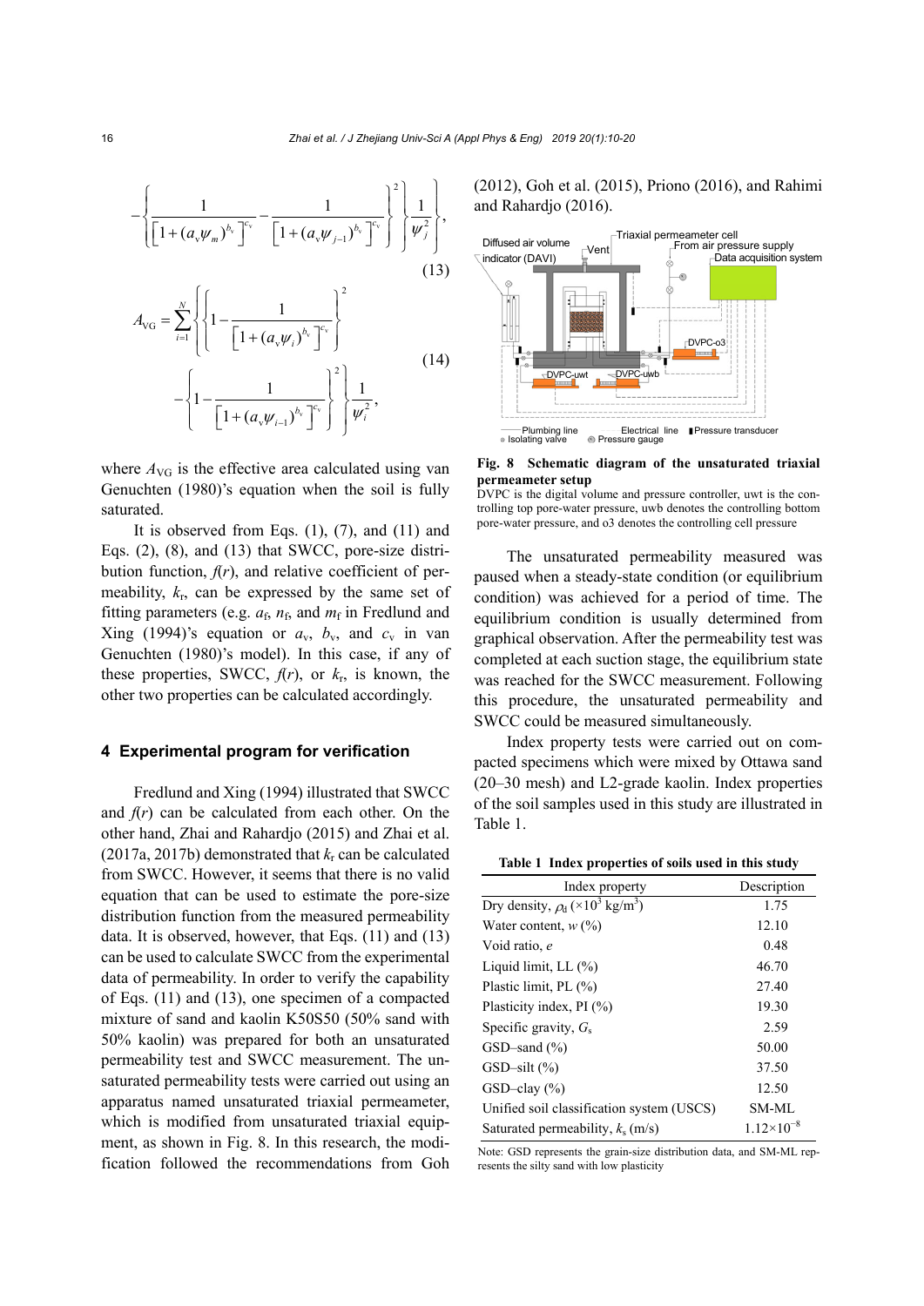$$-\left\{\frac{1}{\left[1+(a_v\psi_m)^{b_v}\right]^{c_v}}-\frac{1}{\left[1+(a_v\psi_{j-1})^{b_v}\right]^{c_v}}\right\}^2\left\{\frac{1}{\psi_j^2}\right\}, \tag{13}$$

$$A_{\mathrm{VG}}=\sum_{i=1}^{N}\left\{\left\{1-\frac{1}{\left[1+(a_v\psi_i)^{b_v}\right]^{c_v}}\right\}^2 -\left\{1-\frac{1}{\left[1+(a_v\psi_{i-1})^{b_v}\right]^{c_v}}\right\}^2\right\}\frac{1}{\psi_i^2}, \tag{14}$$

where $A_{\mathrm{VG}}$ is the effective area calculated using van Genuchten (1980)'s equation when the soil is fully saturated.

It is observed from Eqs. (1), (7), and (11) and Eqs. (2), (8), and (13) that SWCC, pore-size distribution function, $f(r)$, and relative coefficient of permeability, $k_r$, can be expressed by the same set of fitting parameters (e.g. $a_f$, $n_f$, and $m_f$ in Fredlund and Xing (1994)'s equation or $a_v$, $b_v$, and $c_v$ in van Genuchten (1980)'s model). In this case, if any of these properties, SWCC, $f(r)$, or $k_r$, is known, the other two properties can be calculated accordingly.

## 4 Experimental program for verification

Fredlund and Xing (1994) illustrated that SWCC and $f(r)$ can be calculated from each other. On the other hand, Zhai and Rahardjo (2015) and Zhai et al. (2017a, 2017b) demonstrated that $k_r$ can be calculated from SWCC. However, it seems that there is no valid equation that can be used to estimate the pore-size distribution function from the measured permeability data. It is observed, however, that Eqs. (11) and (13) can be used to calculate SWCC from the experimental data of permeability. In order to verify the capability of Eqs. (11) and (13), one specimen of a compacted mixture of sand and kaolin K50S50 (50% sand with 50% kaolin) was prepared for both an unsaturated permeability test and SWCC measurement. The unsaturated permeability tests were carried out using an apparatus named unsaturated triaxial permeameter, which is modified from unsaturated triaxial equipment, as shown in Fig. 8. In this research, the modification followed the recommendations from Goh (2012), Goh et al. (2015), Priono (2016), and Rahimi and Rahardjo (2016).

**Fig. 8 Schematic diagram of the unsaturated triaxial permeameter setup**
DVPC is the digital volume and pressure controller, uwt is the controlling top pore-water pressure, uwb denotes the controlling bottom pore-water pressure, and σ3 denotes the controlling cell pressure

The unsaturated permeability measured was paused when a steady-state condition (or equilibrium condition) was achieved for a period of time. The equilibrium condition is usually determined from graphical observation. After the permeability test was completed at each suction stage, the equilibrium state was reached for the SWCC measurement. Following this procedure, the unsaturated permeability and SWCC could be measured simultaneously.

Index property tests were carried out on compacted specimens which were mixed by Ottawa sand (20–30 mesh) and L2-grade kaolin. Index properties of the soil samples used in this study are illustrated in Table 1.

**Table 1 Index properties of soils used in this study**

| Index property | Description |
|---|---|
| Dry density, $\rho_d$ ($\times10^3$ kg/m$^3$) | 1.75 |
| Water content, $w$ (%) | 12.10 |
| Void ratio, $e$ | 0.48 |
| Liquid limit, LL (%) | 46.70 |
| Plastic limit, PL (%) | 27.40 |
| Plasticity index, PI (%) | 19.30 |
| Specific gravity, $G_s$ | 2.59 |
| GSD–sand (%) | 50.00 |
| GSD–silt (%) | 37.50 |
| GSD–clay (%) | 12.50 |
| Unified soil classification system (USCS) | SM-ML |
| Saturated permeability, $k_s$ (m/s) | $1.12\times10^{-8}$ |

Note: GSD represents the grain-size distribution data, and SM-ML represents the silty sand with low plasticity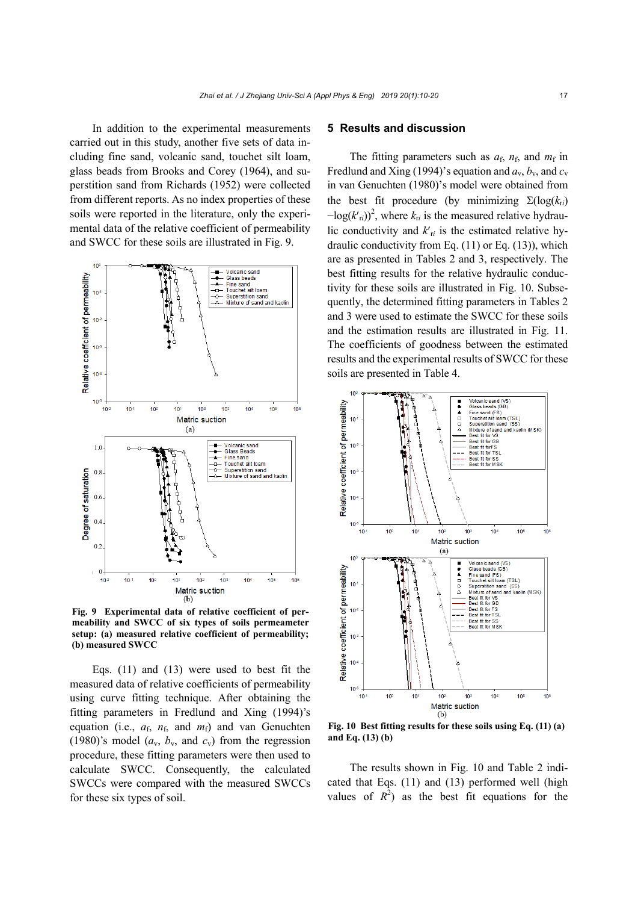In addition to the experimental measurements carried out in this study, another five sets of data including fine sand, volcanic sand, touchet silt loam, glass beads from Brooks and Corey (1964), and superstition sand from Richards (1952) were collected from different reports. As no index properties of these soils were reported in the literature, only the experimental data of the relative coefficient of permeability and SWCC for these soils are illustrated in Fig. 9.

Fig. 9 Experimental data of relative coefficient of permeability and SWCC of six types of soils permeameter setup: (a) measured relative coefficient of permeability; (b) measured SWCC

Eqs. (11) and (13) were used to best fit the measured data of relative coefficients of permeability using curve fitting technique. After obtaining the fitting parameters in Fredlund and Xing (1994)'s equation (i.e., $a_f$, $n_f$, and $m_f$) and van Genuchten (1980)'s model ($a_v$, $b_v$, and $c_v$) from the regression procedure, these fitting parameters were then used to calculate SWCC. Consequently, the calculated SWCCs were compared with the measured SWCCs for these six types of soil.

## 5 Results and discussion

The fitting parameters such as $a_f$, $n_f$, and $m_f$ in Fredlund and Xing (1994)'s equation and $a_v$, $b_v$, and $c_v$ in van Genuchten (1980)'s model were obtained from the best fit procedure (by minimizing $\Sigma(\log(k_{ri}) - \log(k'_{ri}))^2$, where $k_{ri}$ is the measured relative hydraulic conductivity and $k'_{ri}$ is the estimated relative hydraulic conductivity from Eq. (11) or Eq. (13)), which are as presented in Tables 2 and 3, respectively. The best fitting results for the relative hydraulic conductivity for these soils are illustrated in Fig. 10. Subsequently, the determined fitting parameters in Tables 2 and 3 were used to estimate the SWCC for these soils and the estimation results are illustrated in Fig. 11. The coefficients of goodness between the estimated results and the experimental results of SWCC for these soils are presented in Table 4.

Fig. 10 Best fitting results for these soils using Eq. (11) (a) and Eq. (13) (b)

The results shown in Fig. 10 and Table 2 indicated that Eqs. (11) and (13) performed well (high values of $R^2$) as the best fit equations for the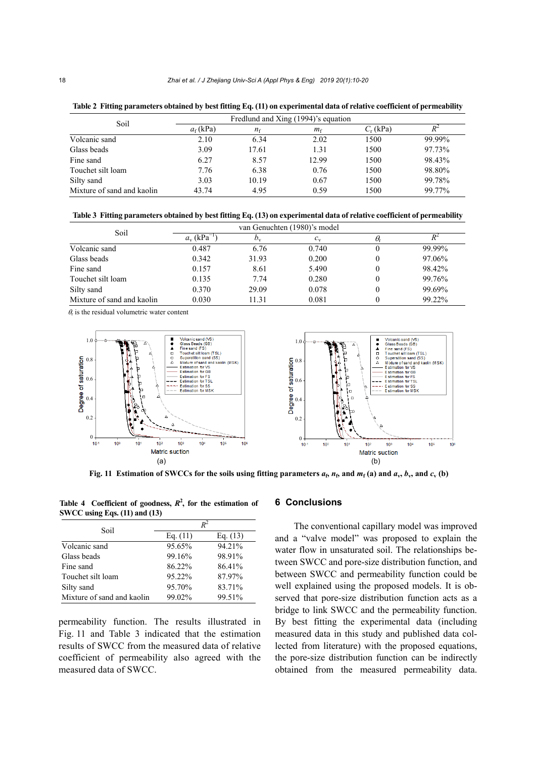**Table 2 Fitting parameters obtained by best fitting Eq. (11) on experimental data of relative coefficient of permeability**

| Soil | Fredlund and Xing (1994)'s equation | | | | |
|---|---|---|---|---|---|
| | $a_f$ (kPa) | $n_f$ | $m_f$ | $C_r$ (kPa) | $R^2$ |
| Volcanic sand | 2.10 | 6.34 | 2.02 | 1500 | 99.99% |
| Glass beads | 3.09 | 17.61 | 1.31 | 1500 | 97.73% |
| Fine sand | 6.27 | 8.57 | 12.99 | 1500 | 98.43% |
| Touchet silt loam | 7.76 | 6.38 | 0.76 | 1500 | 98.80% |
| Silty sand | 3.03 | 10.19 | 0.67 | 1500 | 99.78% |
| Mixture of sand and kaolin | 43.74 | 4.95 | 0.59 | 1500 | 99.77% |

**Table 3 Fitting parameters obtained by best fitting Eq. (13) on experimental data of relative coefficient of permeability**

| Soil | van Genuchten (1980)'s model | | | | |
|---|---|---|---|---|---|
| | $a_v$ (kPa$^{-1}$) | $b_v$ | $c_v$ | $\theta_r$ | $R^2$ |
| Volcanic sand | 0.487 | 6.76 | 0.740 | 0 | 99.99% |
| Glass beads | 0.342 | 31.93 | 0.200 | 0 | 97.06% |
| Fine sand | 0.157 | 8.61 | 5.490 | 0 | 98.42% |
| Touchet silt loam | 0.135 | 7.74 | 0.280 | 0 | 99.76% |
| Silty sand | 0.370 | 29.09 | 0.078 | 0 | 99.69% |
| Mixture of sand and kaolin | 0.030 | 11.31 | 0.081 | 0 | 99.22% |

$\theta_r$ is the residual volumetric water content

Fig. 11 Estimation of SWCCs for the soils using fitting parameters $a_f$, $n_f$, and $m_f$ (a) and $a_v$, $b_v$, and $c_v$ (b)

**Table 4 Coefficient of goodness, $R^2$, for the estimation of SWCC using Eqs. (11) and (13)**

| Soil | $R^2$ | |
|---|---|---|
| | Eq. (11) | Eq. (13) |
| Volcanic sand | 95.65% | 94.21% |
| Glass beads | 99.16% | 98.91% |
| Fine sand | 86.22% | 86.41% |
| Touchet silt loam | 95.22% | 87.97% |
| Silty sand | 95.70% | 83.71% |
| Mixture of sand and kaolin | 99.02% | 99.51% |

permeability function. The results illustrated in Fig. 11 and Table 3 indicated that the estimation results of SWCC from the measured data of relative coefficient of permeability also agreed with the measured data of SWCC.

## 6 Conclusions

The conventional capillary model was improved and a "valve model" was proposed to explain the water flow in unsaturated soil. The relationships between SWCC and pore-size distribution function, and between SWCC and permeability function could be well explained using the proposed models. It is observed that pore-size distribution function acts as a bridge to link SWCC and the permeability function. By best fitting the experimental data (including measured data in this study and published data collected from literature) with the proposed equations, the pore-size distribution function can be indirectly obtained from the measured permeability data.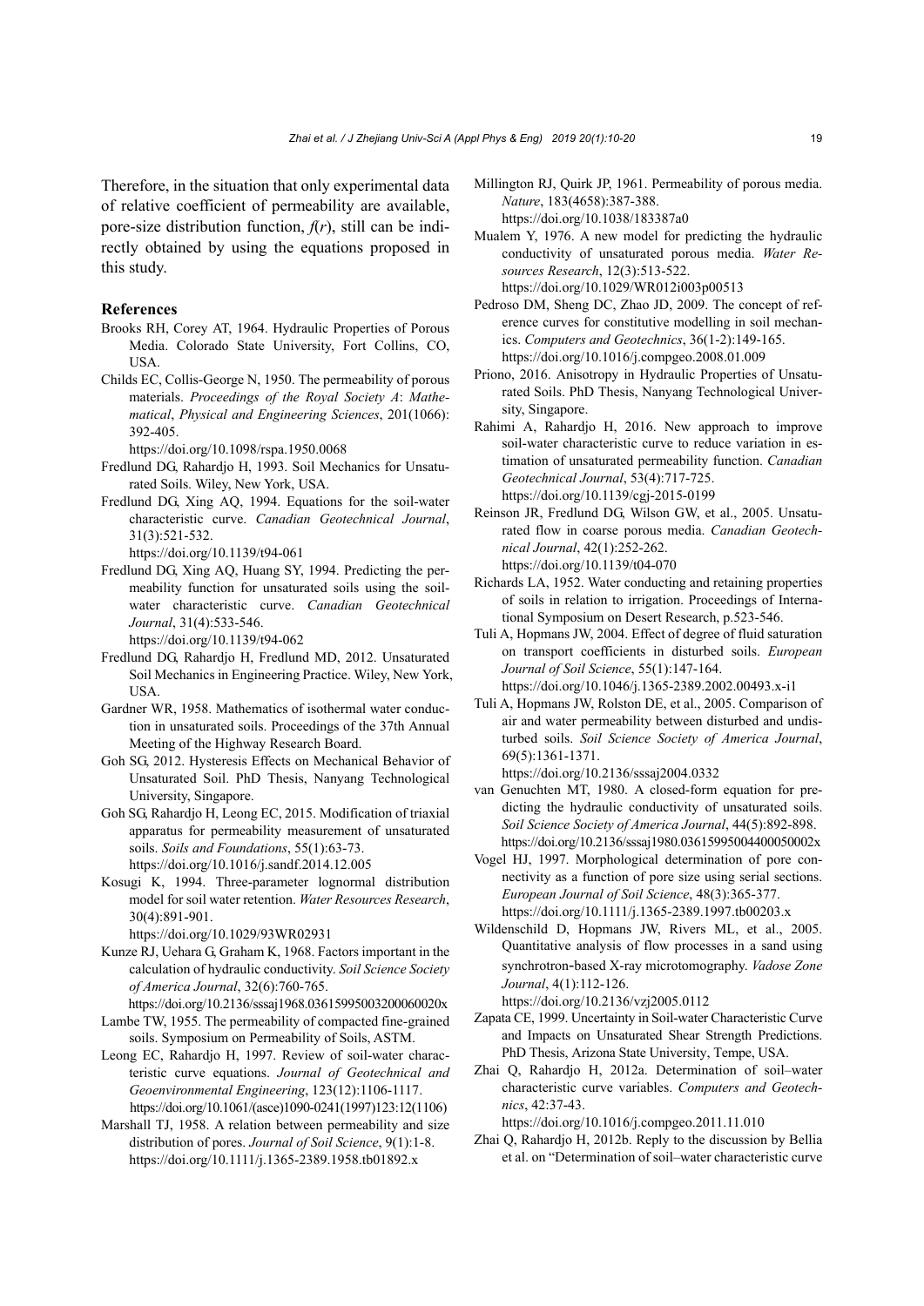Therefore, in the situation that only experimental data of relative coefficient of permeability are available, pore-size distribution function, $f(r)$, still can be indirectly obtained by using the equations proposed in this study.

### References

Brooks RH, Corey AT, 1964. Hydraulic Properties of Porous Media. Colorado State University, Fort Collins, CO, USA.

Childs EC, Collis-George N, 1950. The permeability of porous materials. *Proceedings of the Royal Society A*: *Mathematical*, *Physical and Engineering Sciences*, 201(1066): 392-405.
https://doi.org/10.1098/rspa.1950.0068

Fredlund DG, Rahardjo H, 1993. Soil Mechanics for Unsaturated Soils. Wiley, New York, USA.

Fredlund DG, Xing AQ, 1994. Equations for the soil-water characteristic curve. *Canadian Geotechnical Journal*, 31(3):521-532.
https://doi.org/10.1139/t94-061

Fredlund DG, Xing AQ, Huang SY, 1994. Predicting the permeability function for unsaturated soils using the soil-water characteristic curve. *Canadian Geotechnical Journal*, 31(4):533-546.
https://doi.org/10.1139/t94-062

Fredlund DG, Rahardjo H, Fredlund MD, 2012. Unsaturated Soil Mechanics in Engineering Practice. Wiley, New York, USA.

Gardner WR, 1958. Mathematics of isothermal water conduction in unsaturated soils. Proceedings of the 37th Annual Meeting of the Highway Research Board.

Goh SG, 2012. Hysteresis Effects on Mechanical Behavior of Unsaturated Soil. PhD Thesis, Nanyang Technological University, Singapore.

Goh SG, Rahardjo H, Leong EC, 2015. Modification of triaxial apparatus for permeability measurement of unsaturated soils. *Soils and Foundations*, 55(1):63-73.
https://doi.org/10.1016/j.sandf.2014.12.005

Kosugi K, 1994. Three-parameter lognormal distribution model for soil water retention. *Water Resources Research*, 30(4):891-901.
https://doi.org/10.1029/93WR02931

Kunze RJ, Uehara G, Graham K, 1968. Factors important in the calculation of hydraulic conductivity. *Soil Science Society of America Journal*, 32(6):760-765.
https://doi.org/10.2136/sssaj1968.03615995003200060020x

Lambe TW, 1955. The permeability of compacted fine-grained soils. Symposium on Permeability of Soils, ASTM.

Leong EC, Rahardjo H, 1997. Review of soil-water characteristic curve equations. *Journal of Geotechnical and Geoenvironmental Engineering*, 123(12):1106-1117.
https://doi.org/10.1061/(asce)1090-0241(1997)123:12(1106)

Marshall TJ, 1958. A relation between permeability and size distribution of pores. *Journal of Soil Science*, 9(1):1-8.
https://doi.org/10.1111/j.1365-2389.1958.tb01892.x

Millington RJ, Quirk JP, 1961. Permeability of porous media. *Nature*, 183(4658):387-388.
https://doi.org/10.1038/183387a0

Mualem Y, 1976. A new model for predicting the hydraulic conductivity of unsaturated porous media. *Water Resources Research*, 12(3):513-522.
https://doi.org/10.1029/WR012i003p00513

Pedroso DM, Sheng DC, Zhao JD, 2009. The concept of reference curves for constitutive modelling in soil mechanics. *Computers and Geotechnics*, 36(1-2):149-165.
https://doi.org/10.1016/j.compgeo.2008.01.009

Priono, 2016. Anisotropy in Hydraulic Properties of Unsaturated Soils. PhD Thesis, Nanyang Technological University, Singapore.

Rahimi A, Rahardjo H, 2016. New approach to improve soil-water characteristic curve to reduce variation in estimation of unsaturated permeability function. *Canadian Geotechnical Journal*, 53(4):717-725.
https://doi.org/10.1139/cgj-2015-0199

Reinson JR, Fredlund DG, Wilson GW, et al., 2005. Unsaturated flow in coarse porous media. *Canadian Geotechnical Journal*, 42(1):252-262.
https://doi.org/10.1139/t04-070

Richards LA, 1952. Water conducting and retaining properties of soils in relation to irrigation. Proceedings of International Symposium on Desert Research, p.523-546.

Tuli A, Hopmans JW, 2004. Effect of degree of fluid saturation on transport coefficients in disturbed soils. *European Journal of Soil Science*, 55(1):147-164.
https://doi.org/10.1046/j.1365-2389.2002.00493.x-i1

Tuli A, Hopmans JW, Rolston DE, et al., 2005. Comparison of air and water permeability between disturbed and undisturbed soils. *Soil Science Society of America Journal*, 69(5):1361-1371.
https://doi.org/10.2136/sssaj2004.0332

van Genuchten MT, 1980. A closed-form equation for predicting the hydraulic conductivity of unsaturated soils. *Soil Science Society of America Journal*, 44(5):892-898.
https://doi.org/10.2136/sssaj1980.03615995004400050002x

Vogel HJ, 1997. Morphological determination of pore connectivity as a function of pore size using serial sections. *European Journal of Soil Science*, 48(3):365-377.
https://doi.org/10.1111/j.1365-2389.1997.tb00203.x

Wildenschild D, Hopmans JW, Rivers ML, et al., 2005. Quantitative analysis of flow processes in a sand using synchrotron-based X-ray microtomography. *Vadose Zone Journal*, 4(1):112-126.
https://doi.org/10.2136/vzj2005.0112

Zapata CE, 1999. Uncertainty in Soil-water Characteristic Curve and Impacts on Unsaturated Shear Strength Predictions. PhD Thesis, Arizona State University, Tempe, USA.

Zhai Q, Rahardjo H, 2012a. Determination of soil–water characteristic curve variables. *Computers and Geotechnics*, 42:37-43.
https://doi.org/10.1016/j.compgeo.2011.11.010

Zhai Q, Rahardjo H, 2012b. Reply to the discussion by Bellia et al. on "Determination of soil–water characteristic curve